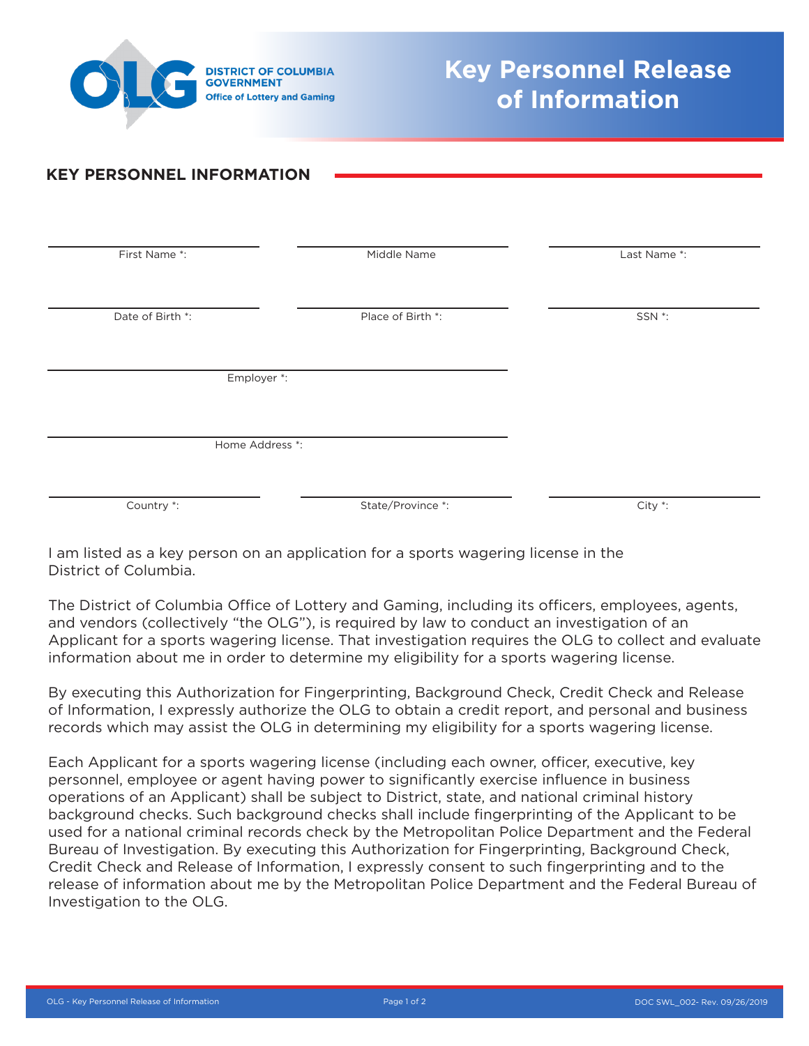DISTRICT OF COLUMBIA GOVERNMENT
Office of Lottery and Gaming

# Key Personnel Release of Information

## KEY PERSONNEL INFORMATION

| First Name *: | Middle Name | Last Name *: |
|---|---|---|
| Date of Birth *: | Place of Birth *: | SSN *: |

Employer *:

Home Address *:

| Country *: | State/Province *: | City *: |
|---|---|---|

I am listed as a key person on an application for a sports wagering license in the District of Columbia.

The District of Columbia Office of Lottery and Gaming, including its officers, employees, agents, and vendors (collectively "the OLG"), is required by law to conduct an investigation of an Applicant for a sports wagering license. That investigation requires the OLG to collect and evaluate information about me in order to determine my eligibility for a sports wagering license.

By executing this Authorization for Fingerprinting, Background Check, Credit Check and Release of Information, I expressly authorize the OLG to obtain a credit report, and personal and business records which may assist the OLG in determining my eligibility for a sports wagering license.

Each Applicant for a sports wagering license (including each owner, officer, executive, key personnel, employee or agent having power to significantly exercise influence in business operations of an Applicant) shall be subject to District, state, and national criminal history background checks. Such background checks shall include fingerprinting of the Applicant to be used for a national criminal records check by the Metropolitan Police Department and the Federal Bureau of Investigation. By executing this Authorization for Fingerprinting, Background Check, Credit Check and Release of Information, I expressly consent to such fingerprinting and to the release of information about me by the Metropolitan Police Department and the Federal Bureau of Investigation to the OLG.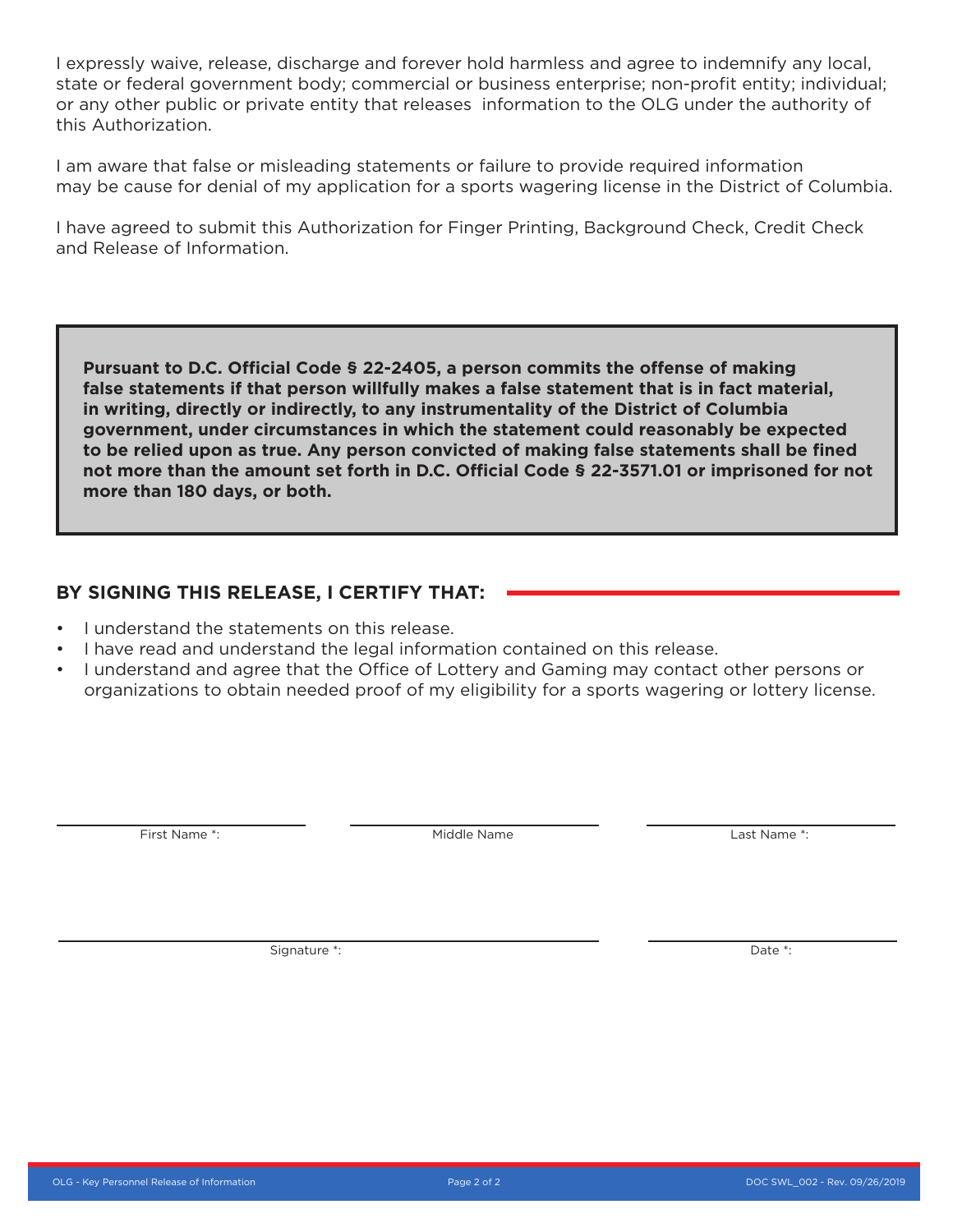I expressly waive, release, discharge and forever hold harmless and agree to indemnify any local, state or federal government body; commercial or business enterprise; non-profit entity; individual; or any other public or private entity that releases information to the OLG under the authority of this Authorization.

I am aware that false or misleading statements or failure to provide required information may be cause for denial of my application for a sports wagering license in the District of Columbia.

I have agreed to submit this Authorization for Finger Printing, Background Check, Credit Check and Release of Information.

**Pursuant to D.C. Official Code § 22-2405, a person commits the offense of making false statements if that person willfully makes a false statement that is in fact material, in writing, directly or indirectly, to any instrumentality of the District of Columbia government, under circumstances in which the statement could reasonably be expected to be relied upon as true. Any person convicted of making false statements shall be fined not more than the amount set forth in D.C. Official Code § 22-3571.01 or imprisoned for not more than 180 days, or both.**

## BY SIGNING THIS RELEASE, I CERTIFY THAT:

- I understand the statements on this release.
- I have read and understand the legal information contained on this release.
- I understand and agree that the Office of Lottery and Gaming may contact other persons or organizations to obtain needed proof of my eligibility for a sports wagering or lottery license.

First Name *: ______________________ Middle Name ______________________ Last Name *: ______________________

Signature *: ______________________ Date *: ______________________